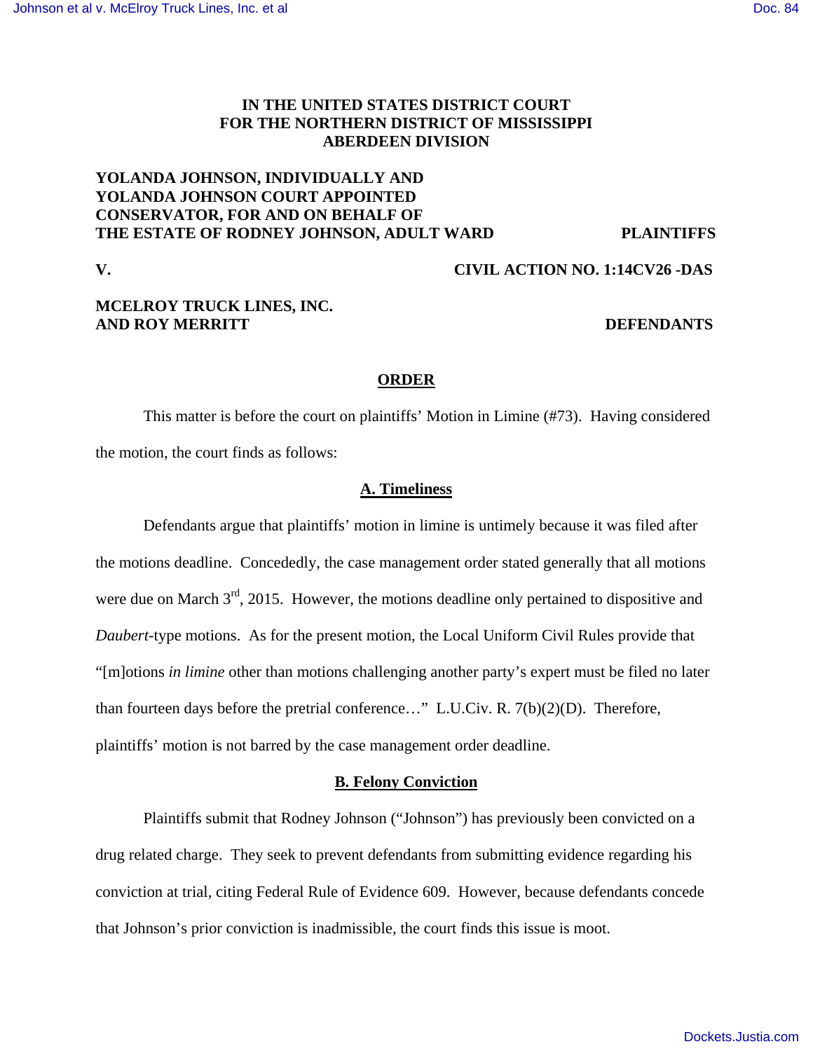**IN THE UNITED STATES DISTRICT COURT**
**FOR THE NORTHERN DISTRICT OF MISSISSIPPI**
**ABERDEEN DIVISION**

**YOLANDA JOHNSON, INDIVIDUALLY AND YOLANDA JOHNSON COURT APPOINTED CONSERVATOR, FOR AND ON BEHALF OF THE ESTATE OF RODNEY JOHNSON, ADULT WARD** — **PLAINTIFFS**

**V.** — **CIVIL ACTION NO. 1:14CV26 -DAS**

**MCELROY TRUCK LINES, INC. AND ROY MERRITT** — **DEFENDANTS**

## ORDER

This matter is before the court on plaintiffs' Motion in Limine (#73). Having considered the motion, the court finds as follows:

### A. Timeliness

Defendants argue that plaintiffs' motion in limine is untimely because it was filed after the motions deadline. Concededly, the case management order stated generally that all motions were due on March 3rd, 2015. However, the motions deadline only pertained to dispositive and *Daubert*-type motions. As for the present motion, the Local Uniform Civil Rules provide that "[m]otions *in limine* other than motions challenging another party's expert must be filed no later than fourteen days before the pretrial conference…" L.U.Civ. R. 7(b)(2)(D). Therefore, plaintiffs' motion is not barred by the case management order deadline.

### B. Felony Conviction

Plaintiffs submit that Rodney Johnson ("Johnson") has previously been convicted on a drug related charge. They seek to prevent defendants from submitting evidence regarding his conviction at trial, citing Federal Rule of Evidence 609. However, because defendants concede that Johnson's prior conviction is inadmissible, the court finds this issue is moot.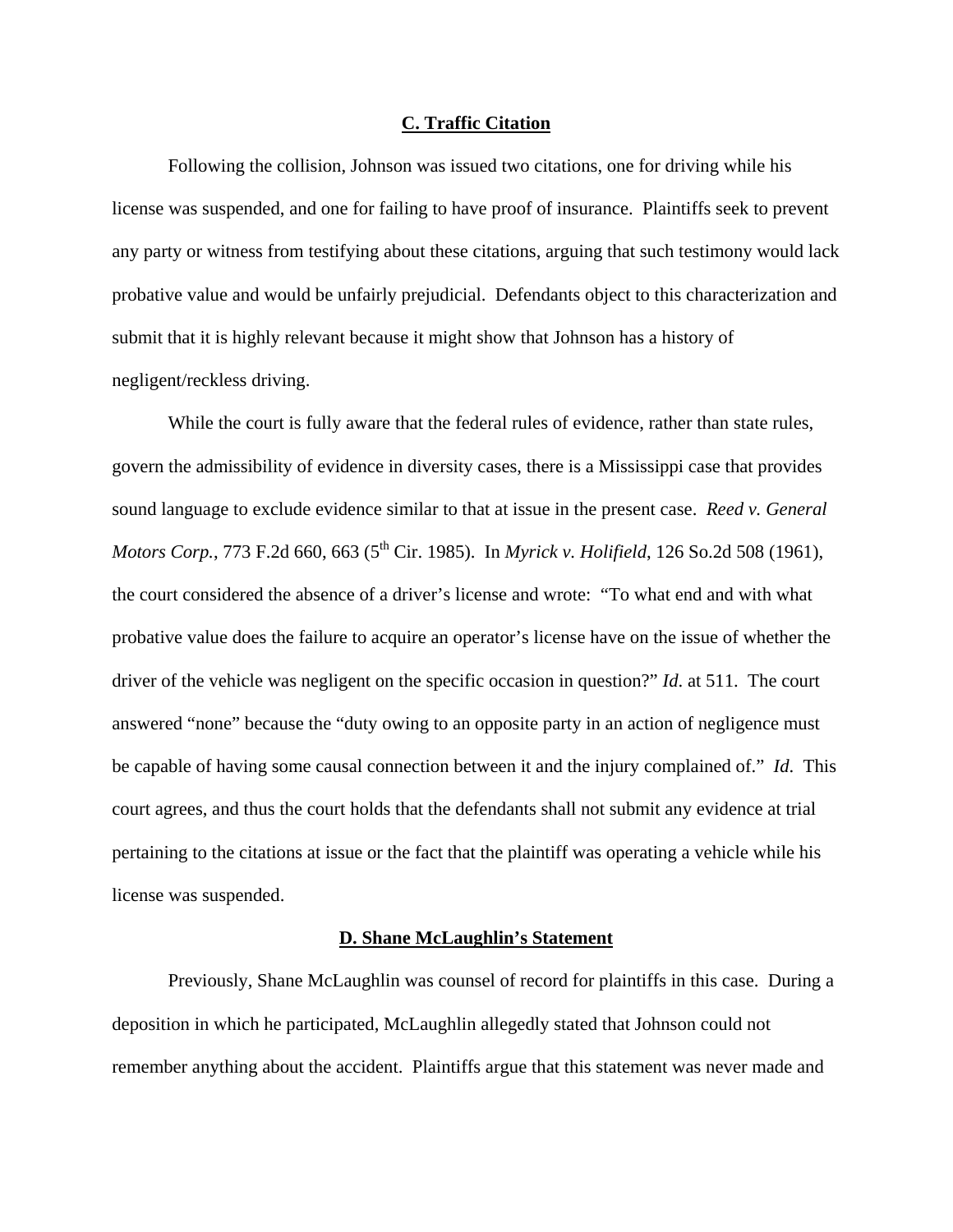## C. Traffic Citation

Following the collision, Johnson was issued two citations, one for driving while his license was suspended, and one for failing to have proof of insurance. Plaintiffs seek to prevent any party or witness from testifying about these citations, arguing that such testimony would lack probative value and would be unfairly prejudicial. Defendants object to this characterization and submit that it is highly relevant because it might show that Johnson has a history of negligent/reckless driving.

While the court is fully aware that the federal rules of evidence, rather than state rules, govern the admissibility of evidence in diversity cases, there is a Mississippi case that provides sound language to exclude evidence similar to that at issue in the present case. *Reed v. General Motors Corp.*, 773 F.2d 660, 663 (5th Cir. 1985). In *Myrick v. Holifield*, 126 So.2d 508 (1961), the court considered the absence of a driver's license and wrote: "To what end and with what probative value does the failure to acquire an operator's license have on the issue of whether the driver of the vehicle was negligent on the specific occasion in question?" *Id*. at 511. The court answered "none" because the "duty owing to an opposite party in an action of negligence must be capable of having some causal connection between it and the injury complained of." *Id*. This court agrees, and thus the court holds that the defendants shall not submit any evidence at trial pertaining to the citations at issue or the fact that the plaintiff was operating a vehicle while his license was suspended.

## D. Shane McLaughlin's Statement

Previously, Shane McLaughlin was counsel of record for plaintiffs in this case. During a deposition in which he participated, McLaughlin allegedly stated that Johnson could not remember anything about the accident. Plaintiffs argue that this statement was never made and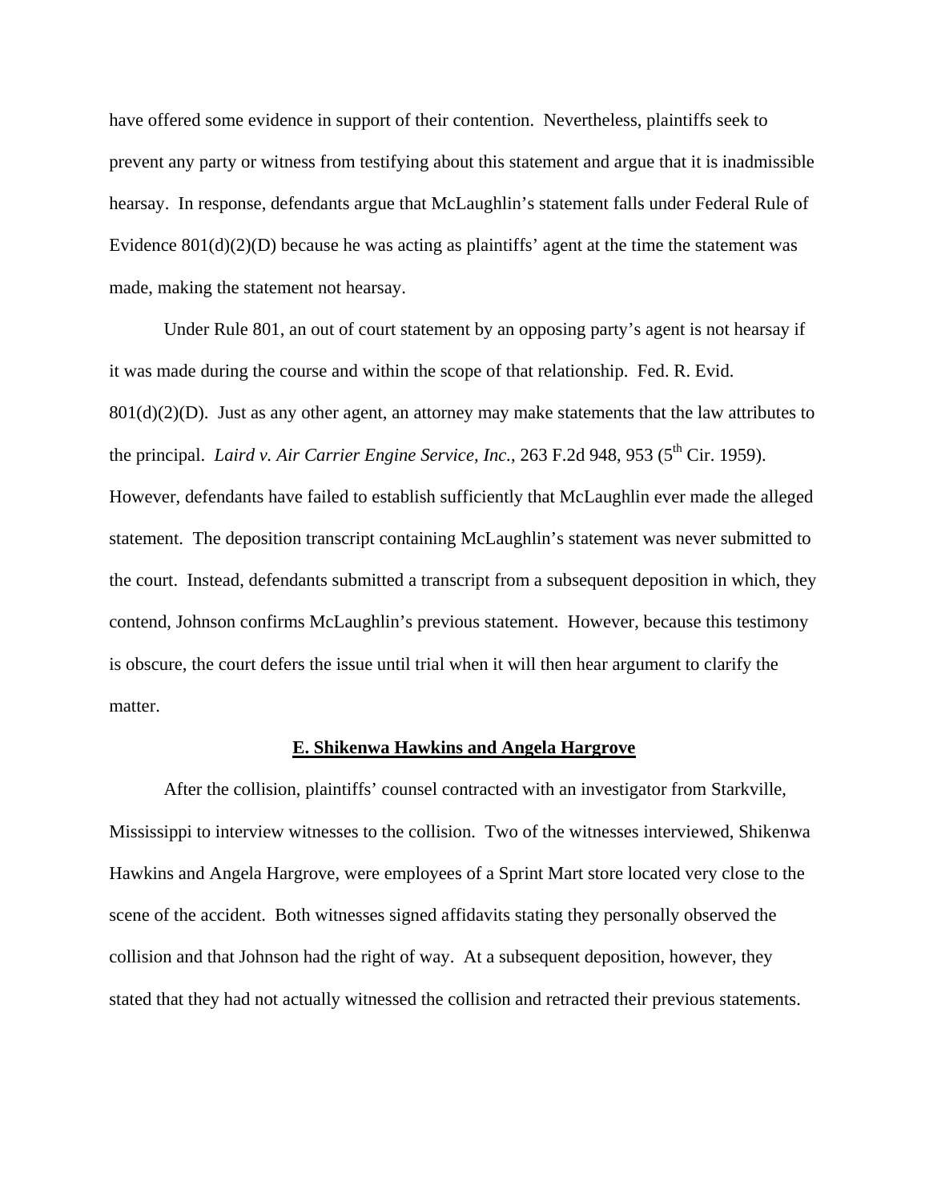have offered some evidence in support of their contention. Nevertheless, plaintiffs seek to prevent any party or witness from testifying about this statement and argue that it is inadmissible hearsay. In response, defendants argue that McLaughlin's statement falls under Federal Rule of Evidence 801(d)(2)(D) because he was acting as plaintiffs' agent at the time the statement was made, making the statement not hearsay.

Under Rule 801, an out of court statement by an opposing party's agent is not hearsay if it was made during the course and within the scope of that relationship. Fed. R. Evid. 801(d)(2)(D). Just as any other agent, an attorney may make statements that the law attributes to the principal. *Laird v. Air Carrier Engine Service, Inc.*, 263 F.2d 948, 953 (5th Cir. 1959). However, defendants have failed to establish sufficiently that McLaughlin ever made the alleged statement. The deposition transcript containing McLaughlin's statement was never submitted to the court. Instead, defendants submitted a transcript from a subsequent deposition in which, they contend, Johnson confirms McLaughlin's previous statement. However, because this testimony is obscure, the court defers the issue until trial when it will then hear argument to clarify the matter.

**E. Shikenwa Hawkins and Angela Hargrove**

After the collision, plaintiffs' counsel contracted with an investigator from Starkville, Mississippi to interview witnesses to the collision. Two of the witnesses interviewed, Shikenwa Hawkins and Angela Hargrove, were employees of a Sprint Mart store located very close to the scene of the accident. Both witnesses signed affidavits stating they personally observed the collision and that Johnson had the right of way. At a subsequent deposition, however, they stated that they had not actually witnessed the collision and retracted their previous statements.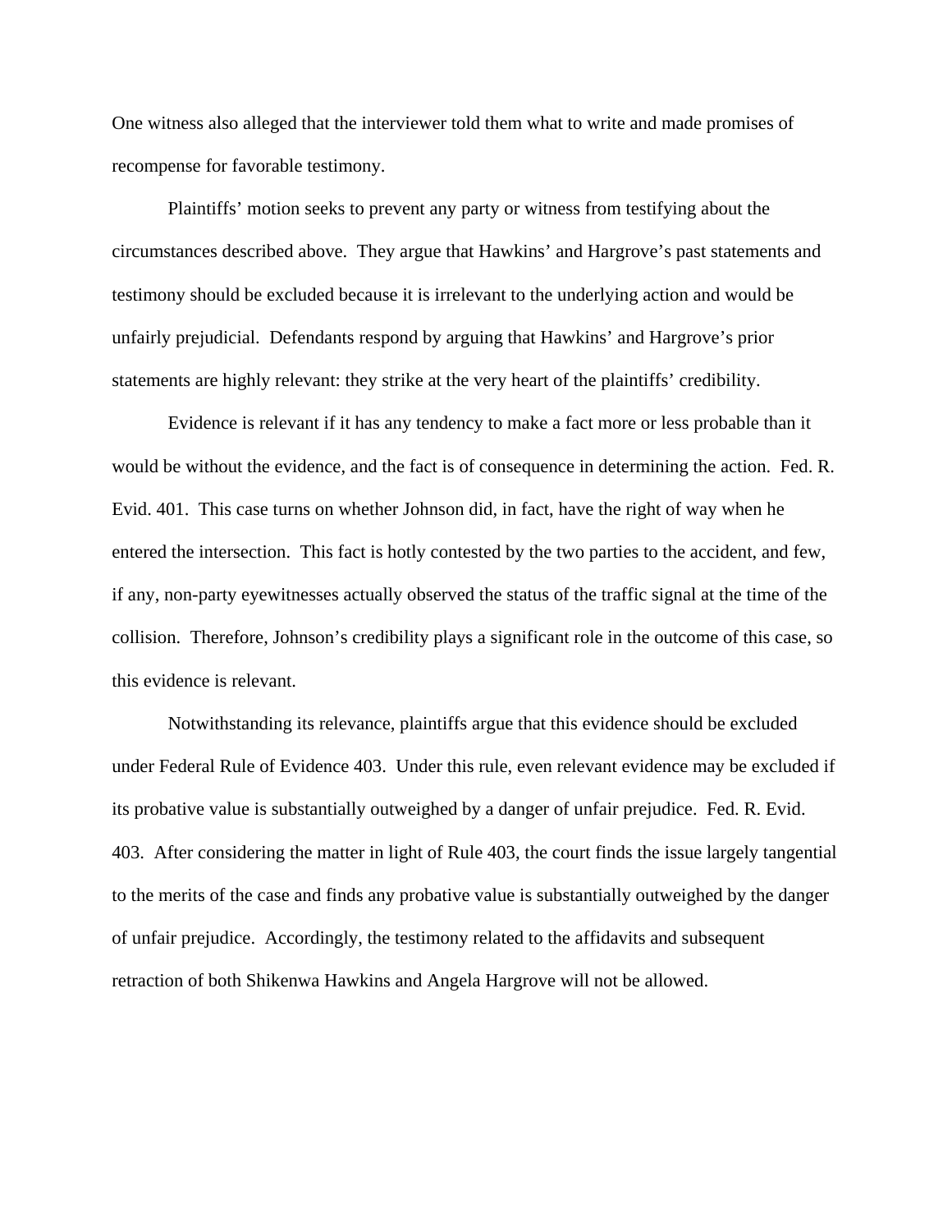One witness also alleged that the interviewer told them what to write and made promises of recompense for favorable testimony.

Plaintiffs' motion seeks to prevent any party or witness from testifying about the circumstances described above. They argue that Hawkins' and Hargrove's past statements and testimony should be excluded because it is irrelevant to the underlying action and would be unfairly prejudicial. Defendants respond by arguing that Hawkins' and Hargrove's prior statements are highly relevant: they strike at the very heart of the plaintiffs' credibility.

Evidence is relevant if it has any tendency to make a fact more or less probable than it would be without the evidence, and the fact is of consequence in determining the action. Fed. R. Evid. 401. This case turns on whether Johnson did, in fact, have the right of way when he entered the intersection. This fact is hotly contested by the two parties to the accident, and few, if any, non-party eyewitnesses actually observed the status of the traffic signal at the time of the collision. Therefore, Johnson's credibility plays a significant role in the outcome of this case, so this evidence is relevant.

Notwithstanding its relevance, plaintiffs argue that this evidence should be excluded under Federal Rule of Evidence 403. Under this rule, even relevant evidence may be excluded if its probative value is substantially outweighed by a danger of unfair prejudice. Fed. R. Evid. 403. After considering the matter in light of Rule 403, the court finds the issue largely tangential to the merits of the case and finds any probative value is substantially outweighed by the danger of unfair prejudice. Accordingly, the testimony related to the affidavits and subsequent retraction of both Shikenwa Hawkins and Angela Hargrove will not be allowed.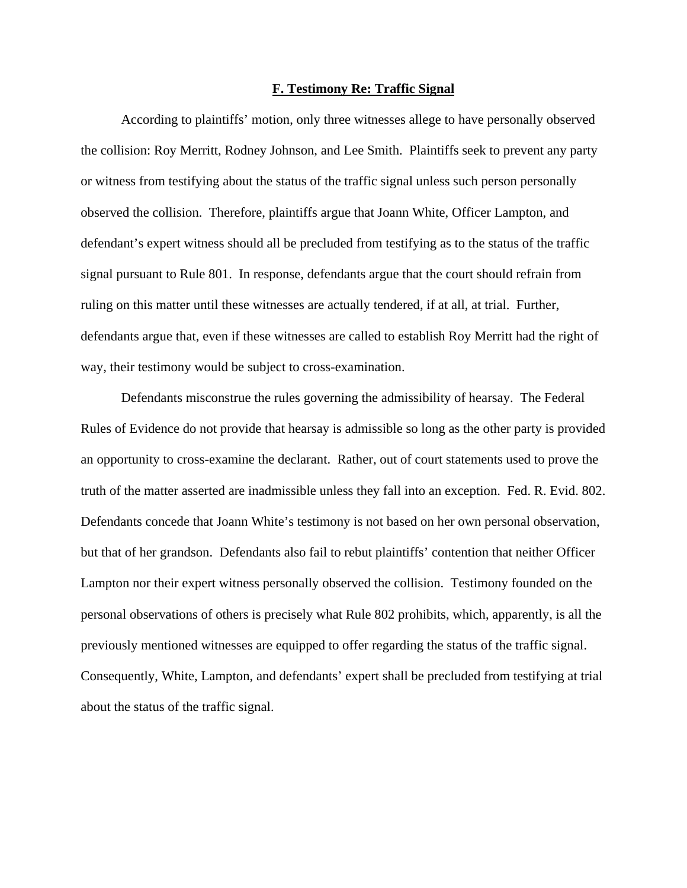## F. Testimony Re: Traffic Signal

According to plaintiffs' motion, only three witnesses allege to have personally observed the collision: Roy Merritt, Rodney Johnson, and Lee Smith. Plaintiffs seek to prevent any party or witness from testifying about the status of the traffic signal unless such person personally observed the collision. Therefore, plaintiffs argue that Joann White, Officer Lampton, and defendant's expert witness should all be precluded from testifying as to the status of the traffic signal pursuant to Rule 801. In response, defendants argue that the court should refrain from ruling on this matter until these witnesses are actually tendered, if at all, at trial. Further, defendants argue that, even if these witnesses are called to establish Roy Merritt had the right of way, their testimony would be subject to cross-examination.

Defendants misconstrue the rules governing the admissibility of hearsay. The Federal Rules of Evidence do not provide that hearsay is admissible so long as the other party is provided an opportunity to cross-examine the declarant. Rather, out of court statements used to prove the truth of the matter asserted are inadmissible unless they fall into an exception. Fed. R. Evid. 802. Defendants concede that Joann White's testimony is not based on her own personal observation, but that of her grandson. Defendants also fail to rebut plaintiffs' contention that neither Officer Lampton nor their expert witness personally observed the collision. Testimony founded on the personal observations of others is precisely what Rule 802 prohibits, which, apparently, is all the previously mentioned witnesses are equipped to offer regarding the status of the traffic signal. Consequently, White, Lampton, and defendants' expert shall be precluded from testifying at trial about the status of the traffic signal.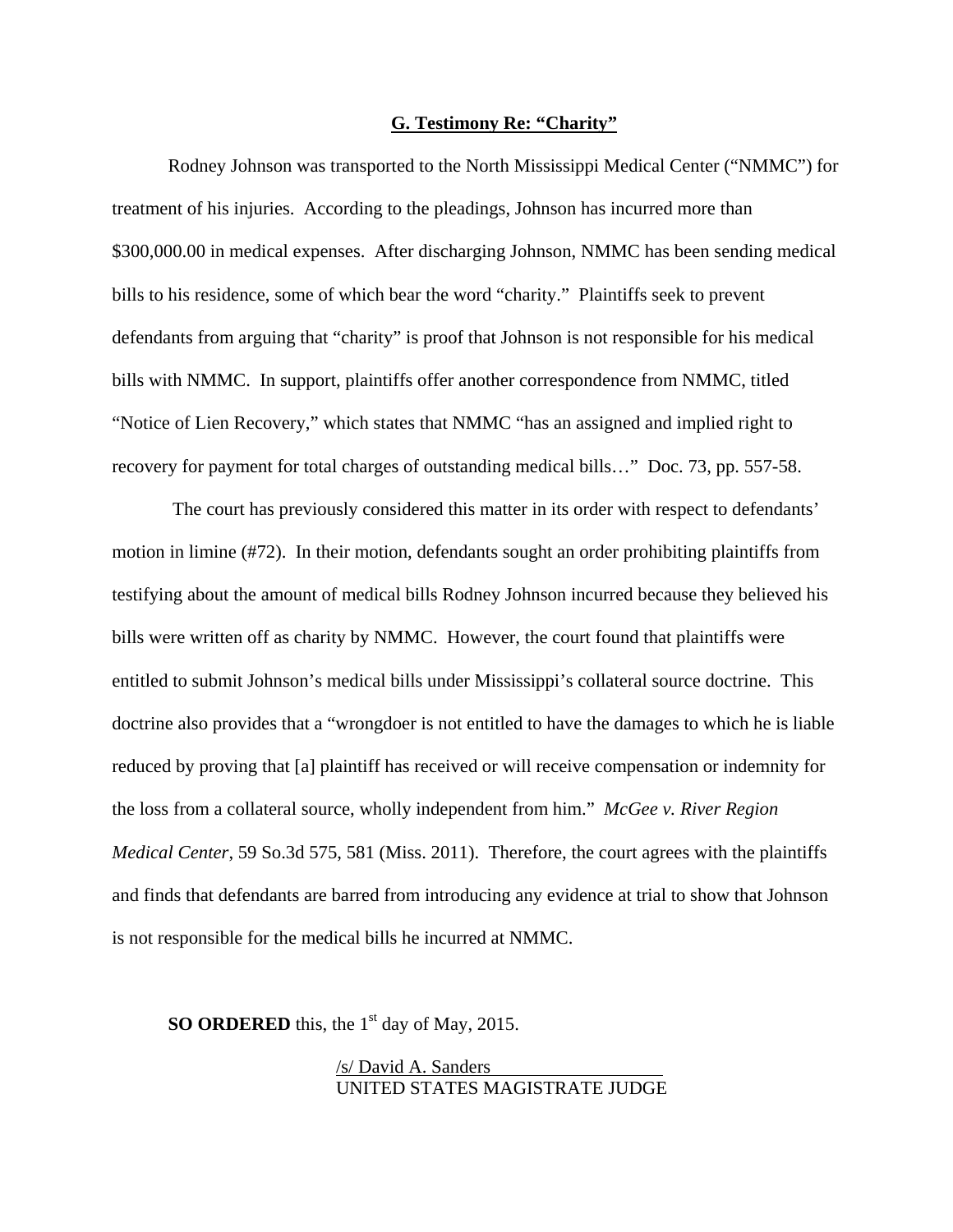### G. Testimony Re: "Charity"

Rodney Johnson was transported to the North Mississippi Medical Center ("NMMC") for treatment of his injuries. According to the pleadings, Johnson has incurred more than \$300,000.00 in medical expenses. After discharging Johnson, NMMC has been sending medical bills to his residence, some of which bear the word "charity." Plaintiffs seek to prevent defendants from arguing that "charity" is proof that Johnson is not responsible for his medical bills with NMMC. In support, plaintiffs offer another correspondence from NMMC, titled "Notice of Lien Recovery," which states that NMMC "has an assigned and implied right to recovery for payment for total charges of outstanding medical bills…" Doc. 73, pp. 557-58.

The court has previously considered this matter in its order with respect to defendants' motion in limine (#72). In their motion, defendants sought an order prohibiting plaintiffs from testifying about the amount of medical bills Rodney Johnson incurred because they believed his bills were written off as charity by NMMC. However, the court found that plaintiffs were entitled to submit Johnson's medical bills under Mississippi's collateral source doctrine. This doctrine also provides that a "wrongdoer is not entitled to have the damages to which he is liable reduced by proving that [a] plaintiff has received or will receive compensation or indemnity for the loss from a collateral source, wholly independent from him." *McGee v. River Region Medical Center*, 59 So.3d 575, 581 (Miss. 2011). Therefore, the court agrees with the plaintiffs and finds that defendants are barred from introducing any evidence at trial to show that Johnson is not responsible for the medical bills he incurred at NMMC.

**SO ORDERED** this, the 1st day of May, 2015.

/s/ David A. Sanders
UNITED STATES MAGISTRATE JUDGE